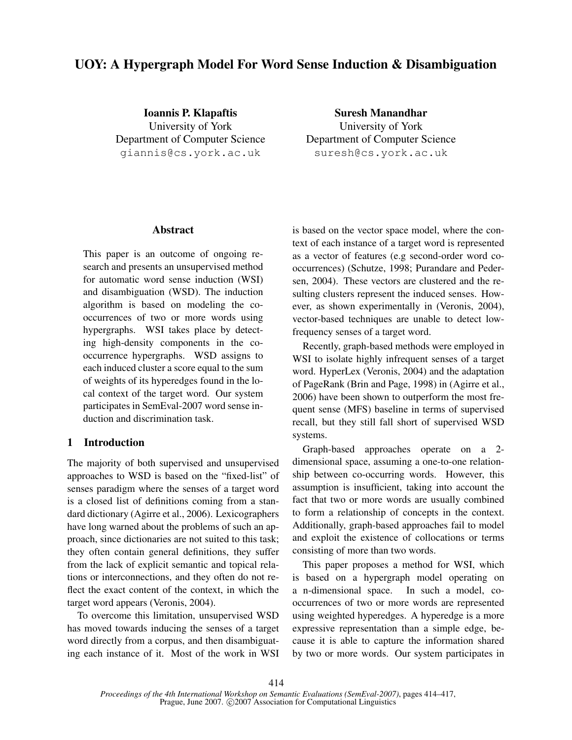# UOY: A Hypergraph Model For Word Sense Induction & Disambiguation

**Ioannis P. Klapaftis**
University of York
Department of Computer Science
giannis@cs.york.ac.uk

**Suresh Manandhar**
University of York
Department of Computer Science
suresh@cs.york.ac.uk

## Abstract

This paper is an outcome of ongoing research and presents an unsupervised method for automatic word sense induction (WSI) and disambiguation (WSD). The induction algorithm is based on modeling the co-occurrences of two or more words using hypergraphs. WSI takes place by detecting high-density components in the co-occurrence hypergraphs. WSD assigns to each induced cluster a score equal to the sum of weights of its hyperedges found in the local context of the target word. Our system participates in SemEval-2007 word sense induction and discrimination task.

## 1 Introduction

The majority of both supervised and unsupervised approaches to WSD is based on the "fixed-list" of senses paradigm where the senses of a target word is a closed list of definitions coming from a standard dictionary (Agirre et al., 2006). Lexicographers have long warned about the problems of such an approach, since dictionaries are not suited to this task; they often contain general definitions, they suffer from the lack of explicit semantic and topical relations or interconnections, and they often do not reflect the exact content of the context, in which the target word appears (Veronis, 2004).

To overcome this limitation, unsupervised WSD has moved towards inducing the senses of a target word directly from a corpus, and then disambiguating each instance of it. Most of the work in WSI is based on the vector space model, where the context of each instance of a target word is represented as a vector of features (e.g second-order word co-occurrences) (Schutze, 1998; Purandare and Pedersen, 2004). These vectors are clustered and the resulting clusters represent the induced senses. However, as shown experimentally in (Veronis, 2004), vector-based techniques are unable to detect low-frequency senses of a target word.

Recently, graph-based methods were employed in WSI to isolate highly infrequent senses of a target word. HyperLex (Veronis, 2004) and the adaptation of PageRank (Brin and Page, 1998) in (Agirre et al., 2006) have been shown to outperform the most frequent sense (MFS) baseline in terms of supervised recall, but they still fall short of supervised WSD systems.

Graph-based approaches operate on a 2-dimensional space, assuming a one-to-one relationship between co-occurring words. However, this assumption is insufficient, taking into account the fact that two or more words are usually combined to form a relationship of concepts in the context. Additionally, graph-based approaches fail to model and exploit the existence of collocations or terms consisting of more than two words.

This paper proposes a method for WSI, which is based on a hypergraph model operating on a n-dimensional space. In such a model, co-occurrences of two or more words are represented using weighted hyperedges. A hyperedge is a more expressive representation than a simple edge, because it is able to capture the information shared by two or more words. Our system participates in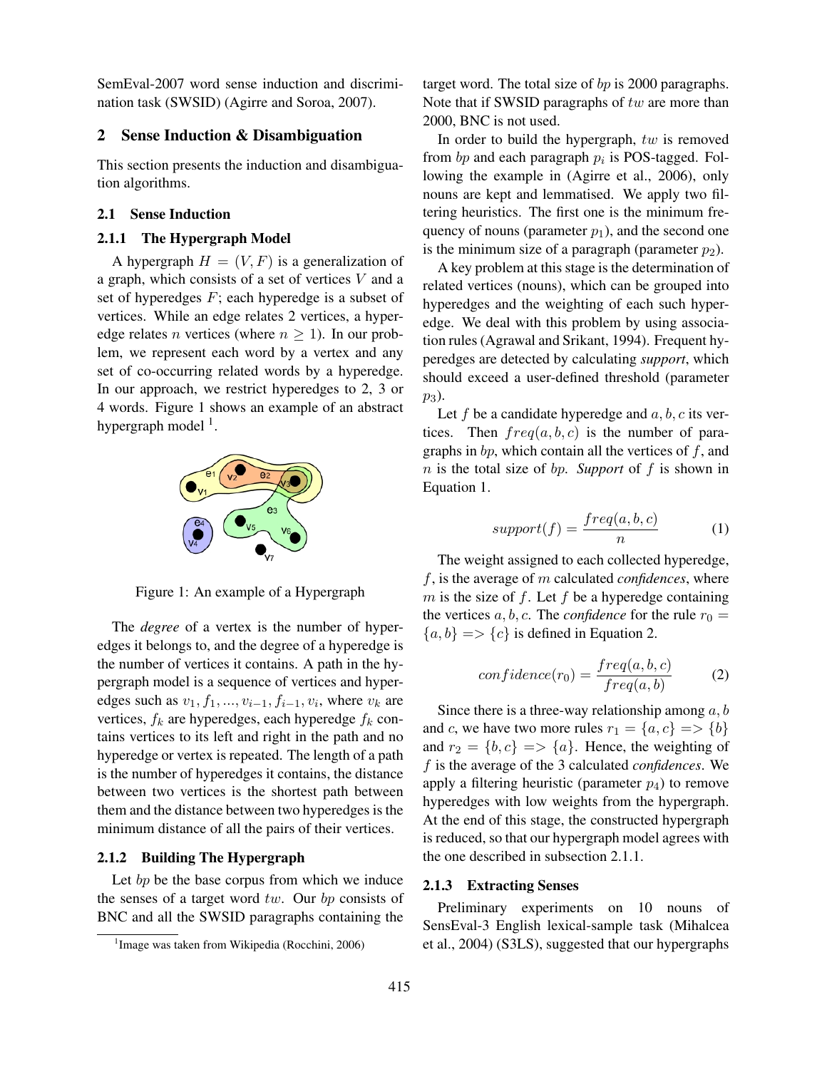SemEval-2007 word sense induction and discrimination task (SWSID) (Agirre and Soroa, 2007).

## 2 Sense Induction & Disambiguation

This section presents the induction and disambiguation algorithms.

### 2.1 Sense Induction

#### 2.1.1 The Hypergraph Model

A hypergraph $H = (V, F)$ is a generalization of a graph, which consists of a set of vertices $V$ and a set of hyperedges $F$; each hyperedge is a subset of vertices. While an edge relates 2 vertices, a hyperedge relates $n$ vertices (where $n \geq 1$). In our problem, we represent each word by a vertex and any set of co-occurring related words by a hyperedge. In our approach, we restrict hyperedges to 2, 3 or 4 words. Figure 1 shows an example of an abstract hypergraph model [1].

Figure 1: An example of a Hypergraph

The *degree* of a vertex is the number of hyperedges it belongs to, and the degree of a hyperedge is the number of vertices it contains. A path in the hypergraph model is a sequence of vertices and hyperedges such as $v_1, f_1, ..., v_{i-1}, f_{i-1}, v_i$, where $v_k$ are vertices, $f_k$ are hyperedges, each hyperedge $f_k$ contains vertices to its left and right in the path and no hyperedge or vertex is repeated. The length of a path is the number of hyperedges it contains, the distance between two vertices is the shortest path between them and the distance between two hyperedges is the minimum distance of all the pairs of their vertices.

#### 2.1.2 Building The Hypergraph

Let $bp$ be the base corpus from which we induce the senses of a target word $tw$. Our $bp$ consists of BNC and all the SWSID paragraphs containing the target word. The total size of $bp$ is 2000 paragraphs. Note that if SWSID paragraphs of $tw$ are more than 2000, BNC is not used.

In order to build the hypergraph, $tw$ is removed from $bp$ and each paragraph $p_i$ is POS-tagged. Following the example in (Agirre et al., 2006), only nouns are kept and lemmatised. We apply two filtering heuristics. The first one is the minimum frequency of nouns (parameter $p_1$), and the second one is the minimum size of a paragraph (parameter $p_2$).

A key problem at this stage is the determination of related vertices (nouns), which can be grouped into hyperedges and the weighting of each such hyperedge. We deal with this problem by using association rules (Agrawal and Srikant, 1994). Frequent hyperedges are detected by calculating *support*, which should exceed a user-defined threshold (parameter $p_3$).

Let $f$ be a candidate hyperedge and $a, b, c$ its vertices. Then $freq(a, b, c)$ is the number of paragraphs in $bp$, which contain all the vertices of $f$, and $n$ is the total size of $bp$. *Support* of $f$ is shown in Equation 1.

$$support(f) = \frac{freq(a, b, c)}{n} \tag{1}$$

The weight assigned to each collected hyperedge, $f$, is the average of $m$ calculated *confidences*, where $m$ is the size of $f$. Let $f$ be a hyperedge containing the vertices $a, b, c$. The *confidence* for the rule $r_0 = \{a, b\} => \{c\}$ is defined in Equation 2.

$$confidence(r_0) = \frac{freq(a, b, c)}{freq(a, b)} \tag{2}$$

Since there is a three-way relationship among $a, b$ and $c$, we have two more rules $r_1 = \{a, c\} => \{b\}$ and $r_2 = \{b, c\} => \{a\}$. Hence, the weighting of $f$ is the average of the 3 calculated *confidences*. We apply a filtering heuristic (parameter $p_4$) to remove hyperedges with low weights from the hypergraph. At the end of this stage, the constructed hypergraph is reduced, so that our hypergraph model agrees with the one described in subsection 2.1.1.

#### 2.1.3 Extracting Senses

Preliminary experiments on 10 nouns of SensEval-3 English lexical-sample task (Mihalcea et al., 2004) (S3LS), suggested that our hypergraphs

[1] Image was taken from Wikipedia (Rocchini, 2006)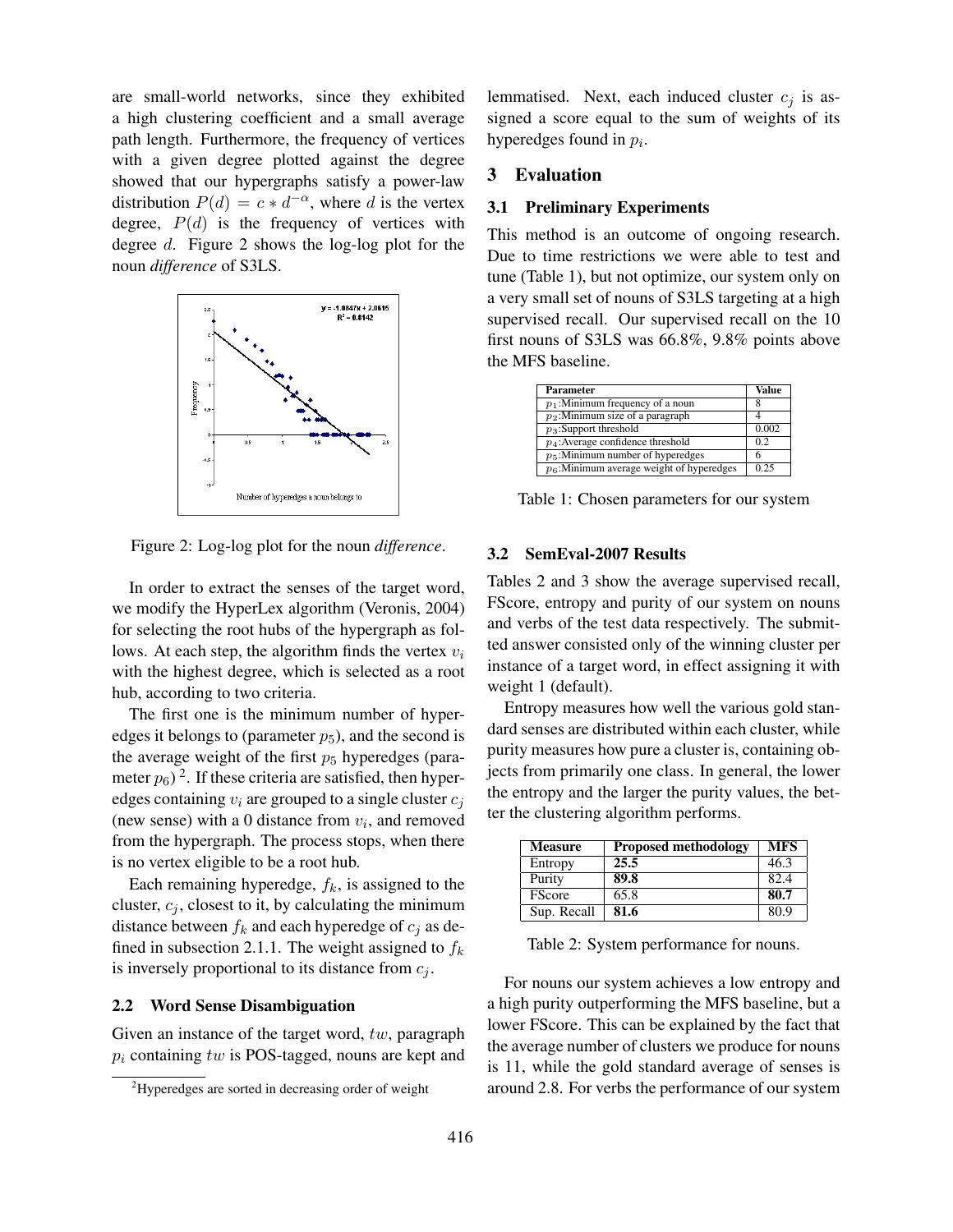are small-world networks, since they exhibited a high clustering coefficient and a small average path length. Furthermore, the frequency of vertices with a given degree plotted against the degree showed that our hypergraphs satisfy a power-law distribution $P(d) = c * d^{-\alpha}$, where $d$ is the vertex degree, $P(d)$ is the frequency of vertices with degree $d$. Figure 2 shows the log-log plot for the noun *difference* of S3LS.

Figure 2: Log-log plot for the noun *difference*.

In order to extract the senses of the target word, we modify the HyperLex algorithm (Veronis, 2004) for selecting the root hubs of the hypergraph as follows. At each step, the algorithm finds the vertex $v_i$ with the highest degree, which is selected as a root hub, according to two criteria.

The first one is the minimum number of hyperedges it belongs to (parameter $p_5$), and the second is the average weight of the first $p_5$ hyperedges (parameter $p_6$) [2]. If these criteria are satisfied, then hyperedges containing $v_i$ are grouped to a single cluster $c_j$ (new sense) with a 0 distance from $v_i$, and removed from the hypergraph. The process stops, when there is no vertex eligible to be a root hub.

Each remaining hyperedge, $f_k$, is assigned to the cluster, $c_j$, closest to it, by calculating the minimum distance between $f_k$ and each hyperedge of $c_j$ as defined in subsection 2.1.1. The weight assigned to $f_k$ is inversely proportional to its distance from $c_j$.

### 2.2 Word Sense Disambiguation

Given an instance of the target word, $tw$, paragraph $p_i$ containing $tw$ is POS-tagged, nouns are kept and lemmatised. Next, each induced cluster $c_j$ is assigned a score equal to the sum of weights of its hyperedges found in $p_i$.

[2] Hyperedges are sorted in decreasing order of weight

## 3 Evaluation

### 3.1 Preliminary Experiments

This method is an outcome of ongoing research. Due to time restrictions we were able to test and tune (Table 1), but not optimize, our system only on a very small set of nouns of S3LS targeting at a high supervised recall. Our supervised recall on the 10 first nouns of S3LS was 66.8%, 9.8% points above the MFS baseline.

| Parameter | Value |
|---|---|
| $p_1$:Minimum frequency of a noun | 8 |
| $p_2$:Minimum size of a paragraph | 4 |
| $p_3$:Support threshold | 0.002 |
| $p_4$:Average confidence threshold | 0.2 |
| $p_5$:Minimum number of hyperedges | 6 |
| $p_6$:Minimum average weight of hyperedges | 0.25 |

Table 1: Chosen parameters for our system

### 3.2 SemEval-2007 Results

Tables 2 and 3 show the average supervised recall, FScore, entropy and purity of our system on nouns and verbs of the test data respectively. The submitted answer consisted only of the winning cluster per instance of a target word, in effect assigning it with weight 1 (default).

Entropy measures how well the various gold standard senses are distributed within each cluster, while purity measures how pure a cluster is, containing objects from primarily one class. In general, the lower the entropy and the larger the purity values, the better the clustering algorithm performs.

| Measure | Proposed methodology | MFS |
|---|---|---|
| Entropy | **25.5** | 46.3 |
| Purity | **89.8** | 82.4 |
| FScore | 65.8 | **80.7** |
| Sup. Recall | **81.6** | 80.9 |

Table 2: System performance for nouns.

For nouns our system achieves a low entropy and a high purity outperforming the MFS baseline, but a lower FScore. This can be explained by the fact that the average number of clusters we produce for nouns is 11, while the gold standard average of senses is around 2.8. For verbs the performance of our system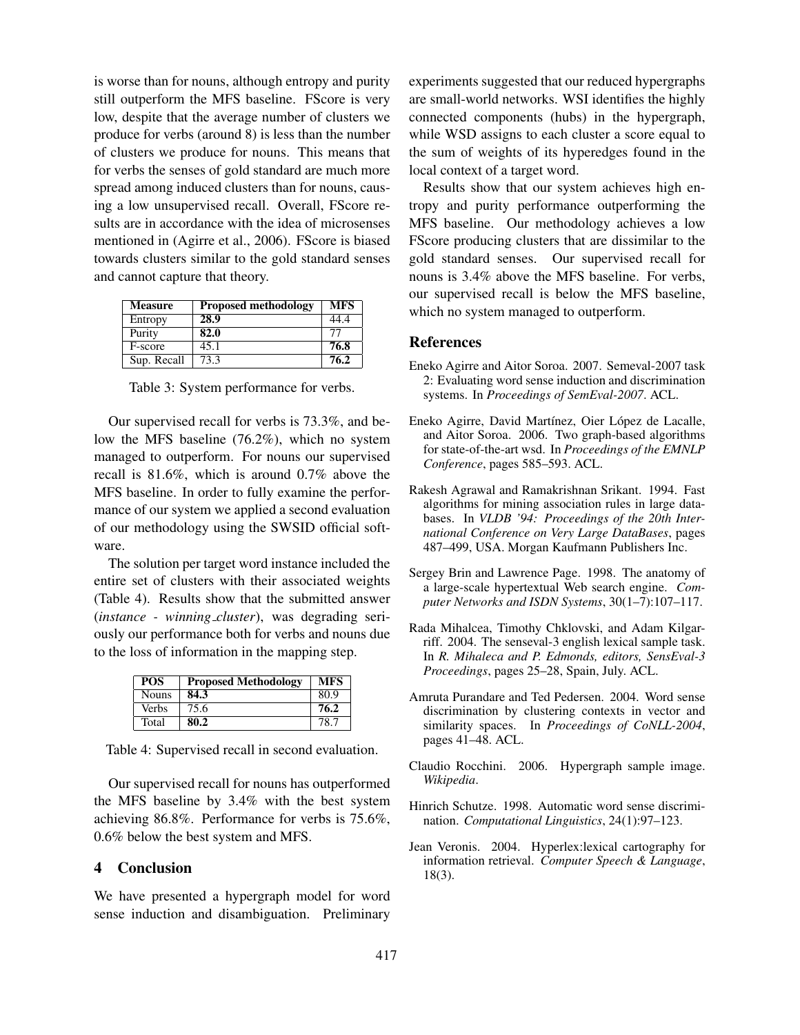is worse than for nouns, although entropy and purity still outperform the MFS baseline. FScore is very low, despite that the average number of clusters we produce for verbs (around 8) is less than the number of clusters we produce for nouns. This means that for verbs the senses of gold standard are much more spread among induced clusters than for nouns, causing a low unsupervised recall. Overall, FScore results are in accordance with the idea of microsenses mentioned in (Agirre et al., 2006). FScore is biased towards clusters similar to the gold standard senses and cannot capture that theory.

| Measure | Proposed methodology | MFS |
|---|---|---|
| Entropy | **28.9** | 44.4 |
| Purity | **82.0** | 77 |
| F-score | 45.1 | **76.8** |
| Sup. Recall | 73.3 | **76.2** |

Table 3: System performance for verbs.

Our supervised recall for verbs is 73.3%, and below the MFS baseline (76.2%), which no system managed to outperform. For nouns our supervised recall is 81.6%, which is around 0.7% above the MFS baseline. In order to fully examine the performance of our system we applied a second evaluation of our methodology using the SWSID official software.

The solution per target word instance included the entire set of clusters with their associated weights (Table 4). Results show that the submitted answer (*instance - winning_cluster*), was degrading seriously our performance both for verbs and nouns due to the loss of information in the mapping step.

| POS | Proposed Methodology | MFS |
|---|---|---|
| Nouns | **84.3** | 80.9 |
| Verbs | 75.6 | **76.2** |
| Total | **80.2** | 78.7 |

Table 4: Supervised recall in second evaluation.

Our supervised recall for nouns has outperformed the MFS baseline by 3.4% with the best system achieving 86.8%. Performance for verbs is 75.6%, 0.6% below the best system and MFS.

## 4 Conclusion

We have presented a hypergraph model for word sense induction and disambiguation. Preliminary experiments suggested that our reduced hypergraphs are small-world networks. WSI identifies the highly connected components (hubs) in the hypergraph, while WSD assigns to each cluster a score equal to the sum of weights of its hyperedges found in the local context of a target word.

Results show that our system achieves high entropy and purity performance outperforming the MFS baseline. Our methodology achieves a low FScore producing clusters that are dissimilar to the gold standard senses. Our supervised recall for nouns is 3.4% above the MFS baseline. For verbs, our supervised recall is below the MFS baseline, which no system managed to outperform.

## References

Eneko Agirre and Aitor Soroa. 2007. Semeval-2007 task 2: Evaluating word sense induction and discrimination systems. In *Proceedings of SemEval-2007*. ACL.

Eneko Agirre, David Martínez, Oier López de Lacalle, and Aitor Soroa. 2006. Two graph-based algorithms for state-of-the-art wsd. In *Proceedings of the EMNLP Conference*, pages 585–593. ACL.

Rakesh Agrawal and Ramakrishnan Srikant. 1994. Fast algorithms for mining association rules in large databases. In *VLDB '94: Proceedings of the 20th International Conference on Very Large DataBases*, pages 487–499, USA. Morgan Kaufmann Publishers Inc.

Sergey Brin and Lawrence Page. 1998. The anatomy of a large-scale hypertextual Web search engine. *Computer Networks and ISDN Systems*, 30(1–7):107–117.

Rada Mihalcea, Timothy Chklovski, and Adam Kilgarriff. 2004. The senseval-3 english lexical sample task. In *R. Mihaleca and P. Edmonds, editors, SensEval-3 Proceedings*, pages 25–28, Spain, July. ACL.

Amruta Purandare and Ted Pedersen. 2004. Word sense discrimination by clustering contexts in vector and similarity spaces. In *Proceedings of CoNLL-2004*, pages 41–48. ACL.

Claudio Rocchini. 2006. Hypergraph sample image. *Wikipedia*.

Hinrich Schutze. 1998. Automatic word sense discrimination. *Computational Linguistics*, 24(1):97–123.

Jean Veronis. 2004. Hyperlex:lexical cartography for information retrieval. *Computer Speech & Language*, 18(3).